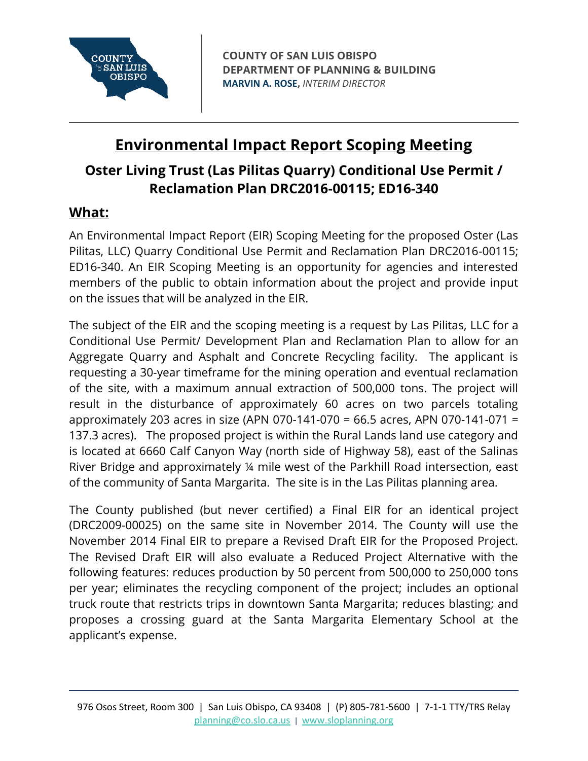COUNTY OF SAN LUIS OBISPO
DEPARTMENT OF PLANNING & BUILDING
**MARVIN A. ROSE,** *INTERIM DIRECTOR*

# Environmental Impact Report Scoping Meeting

## Oster Living Trust (Las Pilitas Quarry) Conditional Use Permit / Reclamation Plan DRC2016-00115; ED16-340

## What:

An Environmental Impact Report (EIR) Scoping Meeting for the proposed Oster (Las Pilitas, LLC) Quarry Conditional Use Permit and Reclamation Plan DRC2016-00115; ED16-340. An EIR Scoping Meeting is an opportunity for agencies and interested members of the public to obtain information about the project and provide input on the issues that will be analyzed in the EIR.

The subject of the EIR and the scoping meeting is a request by Las Pilitas, LLC for a Conditional Use Permit/ Development Plan and Reclamation Plan to allow for an Aggregate Quarry and Asphalt and Concrete Recycling facility. The applicant is requesting a 30-year timeframe for the mining operation and eventual reclamation of the site, with a maximum annual extraction of 500,000 tons. The project will result in the disturbance of approximately 60 acres on two parcels totaling approximately 203 acres in size (APN 070-141-070 = 66.5 acres, APN 070-141-071 = 137.3 acres). The proposed project is within the Rural Lands land use category and is located at 6660 Calf Canyon Way (north side of Highway 58), east of the Salinas River Bridge and approximately ¼ mile west of the Parkhill Road intersection, east of the community of Santa Margarita. The site is in the Las Pilitas planning area.

The County published (but never certified) a Final EIR for an identical project (DRC2009-00025) on the same site in November 2014. The County will use the November 2014 Final EIR to prepare a Revised Draft EIR for the Proposed Project. The Revised Draft EIR will also evaluate a Reduced Project Alternative with the following features: reduces production by 50 percent from 500,000 to 250,000 tons per year; eliminates the recycling component of the project; includes an optional truck route that restricts trips in downtown Santa Margarita; reduces blasting; and proposes a crossing guard at the Santa Margarita Elementary School at the applicant's expense.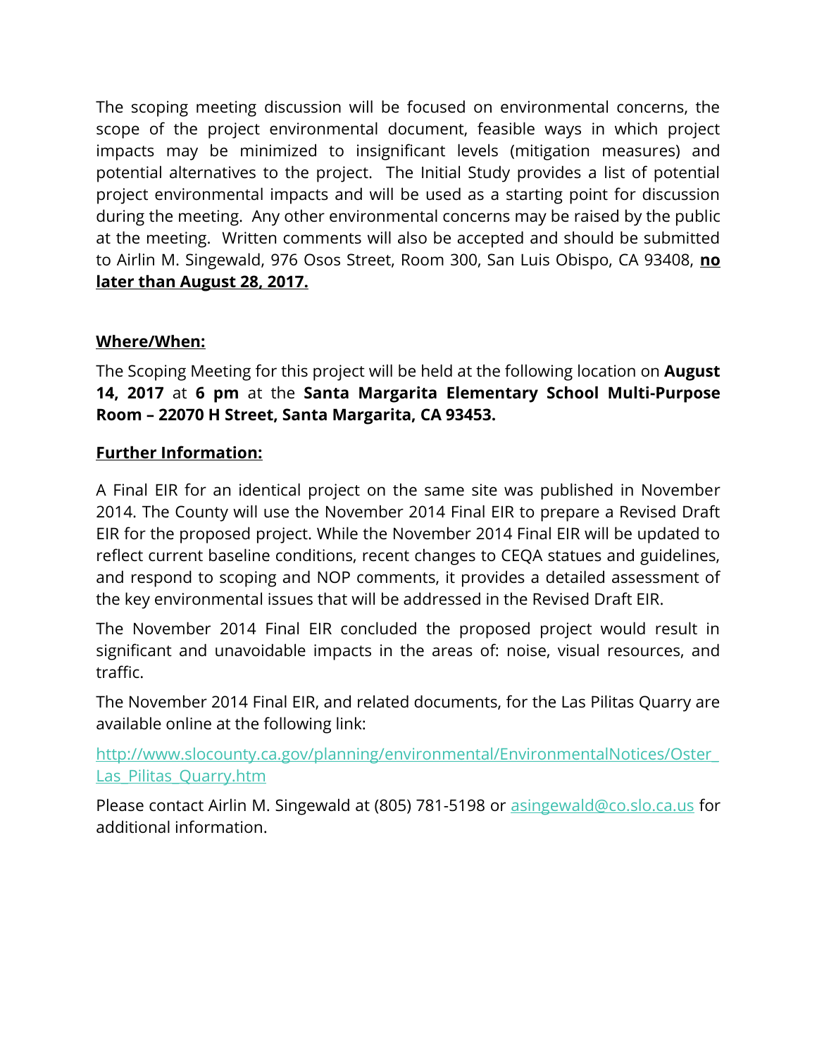The scoping meeting discussion will be focused on environmental concerns, the scope of the project environmental document, feasible ways in which project impacts may be minimized to insignificant levels (mitigation measures) and potential alternatives to the project. The Initial Study provides a list of potential project environmental impacts and will be used as a starting point for discussion during the meeting. Any other environmental concerns may be raised by the public at the meeting. Written comments will also be accepted and should be submitted to Airlin M. Singewald, 976 Osos Street, Room 300, San Luis Obispo, CA 93408, **<u>no later than August 28, 2017.</u>**

**<u>Where/When:</u>**

The Scoping Meeting for this project will be held at the following location on **August 14, 2017** at **6 pm** at the **Santa Margarita Elementary School Multi-Purpose Room – 22070 H Street, Santa Margarita, CA 93453.**

**<u>Further Information:</u>**

A Final EIR for an identical project on the same site was published in November 2014. The County will use the November 2014 Final EIR to prepare a Revised Draft EIR for the proposed project. While the November 2014 Final EIR will be updated to reflect current baseline conditions, recent changes to CEQA statues and guidelines, and respond to scoping and NOP comments, it provides a detailed assessment of the key environmental issues that will be addressed in the Revised Draft EIR.

The November 2014 Final EIR concluded the proposed project would result in significant and unavoidable impacts in the areas of: noise, visual resources, and traffic.

The November 2014 Final EIR, and related documents, for the Las Pilitas Quarry are available online at the following link:

http://www.slocounty.ca.gov/planning/environmental/EnvironmentalNotices/Oster_Las_Pilitas_Quarry.htm

Please contact Airlin M. Singewald at (805) 781-5198 or asingewald@co.slo.ca.us for additional information.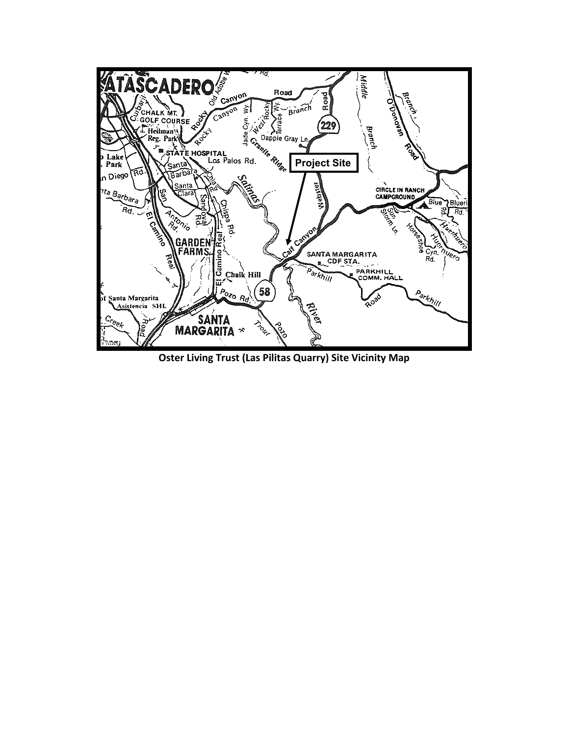ATASCADERO

Old Adobe

Rocky Canyon Road

CHALK MT. GOLF COURSE

Heilman Reg. Park

Curbaril

Jade Cyn Wy.

West Rocky

Terrace Wy.

Branch

Road

229

Dapple Gray Ln.

Granite Ridge

STATE HOSPITAL

Los Palos Rd.

Lake Park

Diego Rd.

Santa Barbara

Santa Clara

Chia Rd.

Salinas

Project Site

Webster

Middle Branch

O'Donovan Road

Branch

CIRCLE IN RANCH CAMPGROUND

Blue Rd.

Blueri Rd.

Sun Storm Ln.

Horseshoe Cyn. Rd.

Huerhuero

Santa Barbara Rd.

San Antonio Rd.

Sandoval Rd.

Chispa Rd.

El Camino Real

GARDEN FARMS

Calf Canyon

SANTA MARGARITA CDF STA.

Parkhill

PARKHILL COMM. HALL

Road

Parkhill

Chalk Hill

El Camino Real

58

Pozo Rd.

of Santa Margarita Asistencia SHL

Creek

Road

SANTA MARGARITA

Trout

Pozo

River

**Oster Living Trust (Las Pilitas Quarry) Site Vicinity Map**